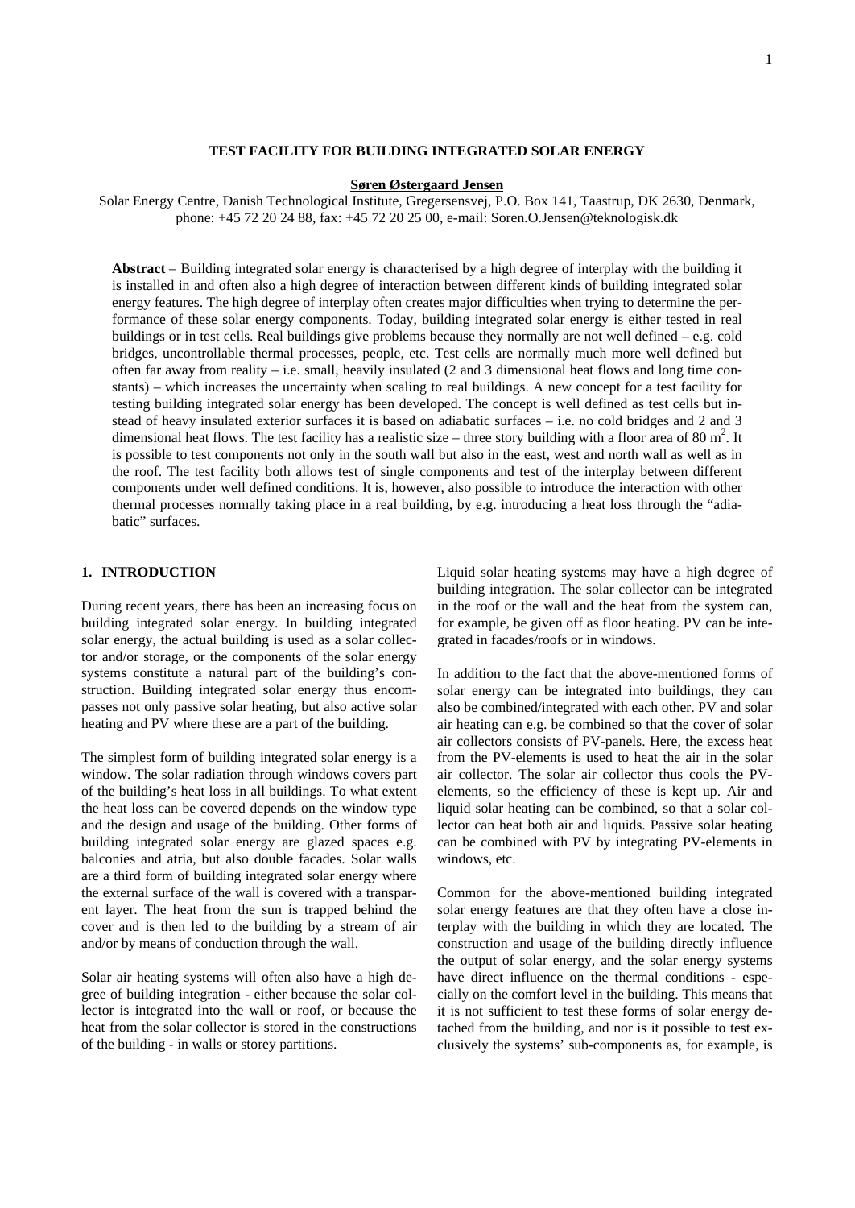# TEST FACILITY FOR BUILDING INTEGRATED SOLAR ENERGY

**Søren Østergaard Jensen**

Solar Energy Centre, Danish Technological Institute, Gregersensvej, P.O. Box 141, Taastrup, DK 2630, Denmark, phone: +45 72 20 24 88, fax: +45 72 20 25 00, e-mail: Soren.O.Jensen@teknologisk.dk

**Abstract** – Building integrated solar energy is characterised by a high degree of interplay with the building it is installed in and often also a high degree of interaction between different kinds of building integrated solar energy features. The high degree of interplay often creates major difficulties when trying to determine the performance of these solar energy components. Today, building integrated solar energy is either tested in real buildings or in test cells. Real buildings give problems because they normally are not well defined – e.g. cold bridges, uncontrollable thermal processes, people, etc. Test cells are normally much more well defined but often far away from reality – i.e. small, heavily insulated (2 and 3 dimensional heat flows and long time constants) – which increases the uncertainty when scaling to real buildings. A new concept for a test facility for testing building integrated solar energy has been developed. The concept is well defined as test cells but instead of heavy insulated exterior surfaces it is based on adiabatic surfaces – i.e. no cold bridges and 2 and 3 dimensional heat flows. The test facility has a realistic size – three story building with a floor area of 80 m$^2$. It is possible to test components not only in the south wall but also in the east, west and north wall as well as in the roof. The test facility both allows test of single components and test of the interplay between different components under well defined conditions. It is, however, also possible to introduce the interaction with other thermal processes normally taking place in a real building, by e.g. introducing a heat loss through the "adiabatic" surfaces.

## 1. INTRODUCTION

During recent years, there has been an increasing focus on building integrated solar energy. In building integrated solar energy, the actual building is used as a solar collector and/or storage, or the components of the solar energy systems constitute a natural part of the building's construction. Building integrated solar energy thus encompasses not only passive solar heating, but also active solar heating and PV where these are a part of the building.

The simplest form of building integrated solar energy is a window. The solar radiation through windows covers part of the building's heat loss in all buildings. To what extent the heat loss can be covered depends on the window type and the design and usage of the building. Other forms of building integrated solar energy are glazed spaces e.g. balconies and atria, but also double facades. Solar walls are a third form of building integrated solar energy where the external surface of the wall is covered with a transparent layer. The heat from the sun is trapped behind the cover and is then led to the building by a stream of air and/or by means of conduction through the wall.

Solar air heating systems will often also have a high degree of building integration - either because the solar collector is integrated into the wall or roof, or because the heat from the solar collector is stored in the constructions of the building - in walls or storey partitions.

Liquid solar heating systems may have a high degree of building integration. The solar collector can be integrated in the roof or the wall and the heat from the system can, for example, be given off as floor heating. PV can be integrated in facades/roofs or in windows.

In addition to the fact that the above-mentioned forms of solar energy can be integrated into buildings, they can also be combined/integrated with each other. PV and solar air heating can e.g. be combined so that the cover of solar air collectors consists of PV-panels. Here, the excess heat from the PV-elements is used to heat the air in the solar air collector. The solar air collector thus cools the PV-elements, so the efficiency of these is kept up. Air and liquid solar heating can be combined, so that a solar collector can heat both air and liquids. Passive solar heating can be combined with PV by integrating PV-elements in windows, etc.

Common for the above-mentioned building integrated solar energy features are that they often have a close interplay with the building in which they are located. The construction and usage of the building directly influence the output of solar energy, and the solar energy systems have direct influence on the thermal conditions - especially on the comfort level in the building. This means that it is not sufficient to test these forms of solar energy detached from the building, and nor is it possible to test exclusively the systems' sub-components as, for example, is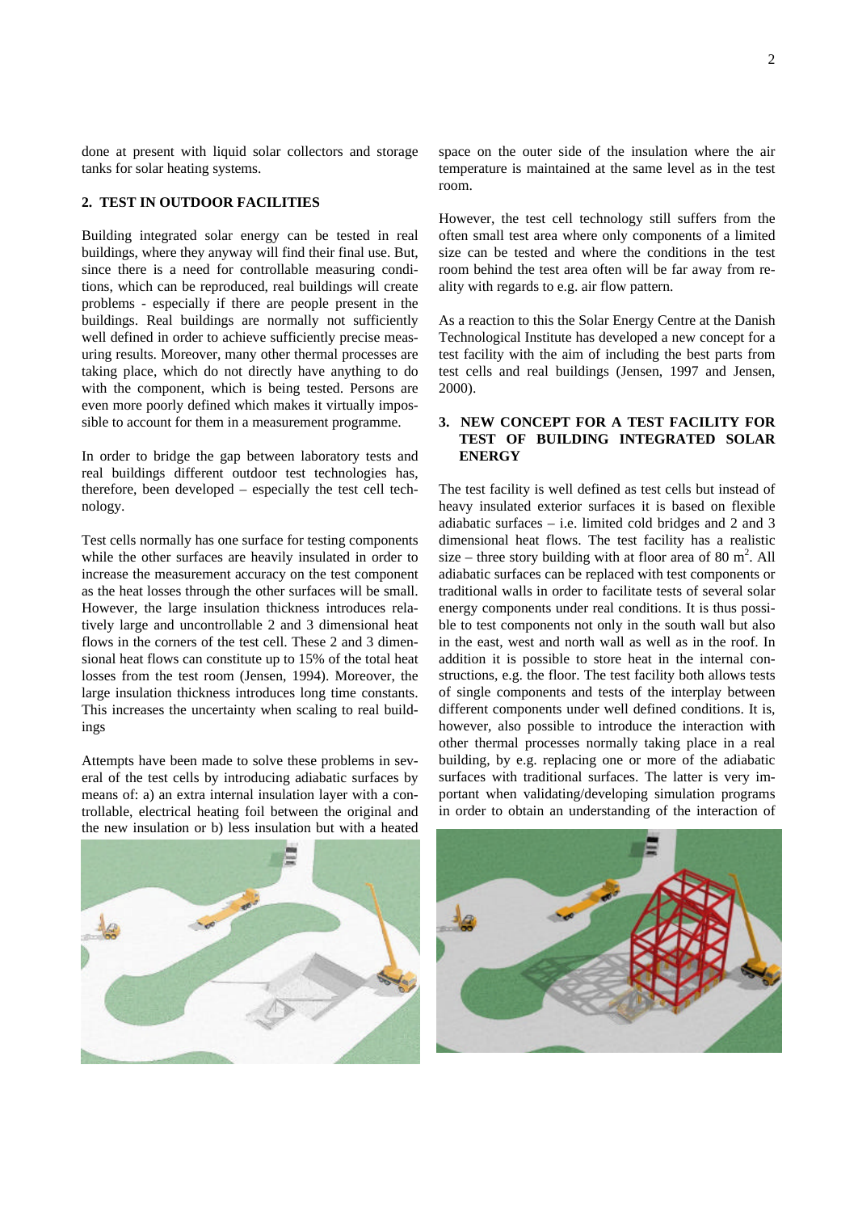done at present with liquid solar collectors and storage tanks for solar heating systems.

## 2. TEST IN OUTDOOR FACILITIES

Building integrated solar energy can be tested in real buildings, where they anyway will find their final use. But, since there is a need for controllable measuring conditions, which can be reproduced, real buildings will create problems - especially if there are people present in the buildings. Real buildings are normally not sufficiently well defined in order to achieve sufficiently precise measuring results. Moreover, many other thermal processes are taking place, which do not directly have anything to do with the component, which is being tested. Persons are even more poorly defined which makes it virtually impossible to account for them in a measurement programme.

In order to bridge the gap between laboratory tests and real buildings different outdoor test technologies has, therefore, been developed – especially the test cell technology.

Test cells normally has one surface for testing components while the other surfaces are heavily insulated in order to increase the measurement accuracy on the test component as the heat losses through the other surfaces will be small. However, the large insulation thickness introduces relatively large and uncontrollable 2 and 3 dimensional heat flows in the corners of the test cell. These 2 and 3 dimensional heat flows can constitute up to 15% of the total heat losses from the test room (Jensen, 1994). Moreover, the large insulation thickness introduces long time constants. This increases the uncertainty when scaling to real buildings

Attempts have been made to solve these problems in several of the test cells by introducing adiabatic surfaces by means of: a) an extra internal insulation layer with a controllable, electrical heating foil between the original and the new insulation or b) less insulation but with a heated space on the outer side of the insulation where the air temperature is maintained at the same level as in the test room.

However, the test cell technology still suffers from the often small test area where only components of a limited size can be tested and where the conditions in the test room behind the test area often will be far away from reality with regards to e.g. air flow pattern.

As a reaction to this the Solar Energy Centre at the Danish Technological Institute has developed a new concept for a test facility with the aim of including the best parts from test cells and real buildings (Jensen, 1997 and Jensen, 2000).

## 3. NEW CONCEPT FOR A TEST FACILITY FOR TEST OF BUILDING INTEGRATED SOLAR ENERGY

The test facility is well defined as test cells but instead of heavy insulated exterior surfaces it is based on flexible adiabatic surfaces – i.e. limited cold bridges and 2 and 3 dimensional heat flows. The test facility has a realistic size – three story building with at floor area of 80 m$^2$. All adiabatic surfaces can be replaced with test components or traditional walls in order to facilitate tests of several solar energy components under real conditions. It is thus possible to test components not only in the south wall but also in the east, west and north wall as well as in the roof. In addition it is possible to store heat in the internal constructions, e.g. the floor. The test facility both allows tests of single components and tests of the interplay between different components under well defined conditions. It is, however, also possible to introduce the interaction with other thermal processes normally taking place in a real building, by e.g. replacing one or more of the adiabatic surfaces with traditional surfaces. The latter is very important when validating/developing simulation programs in order to obtain an understanding of the interaction of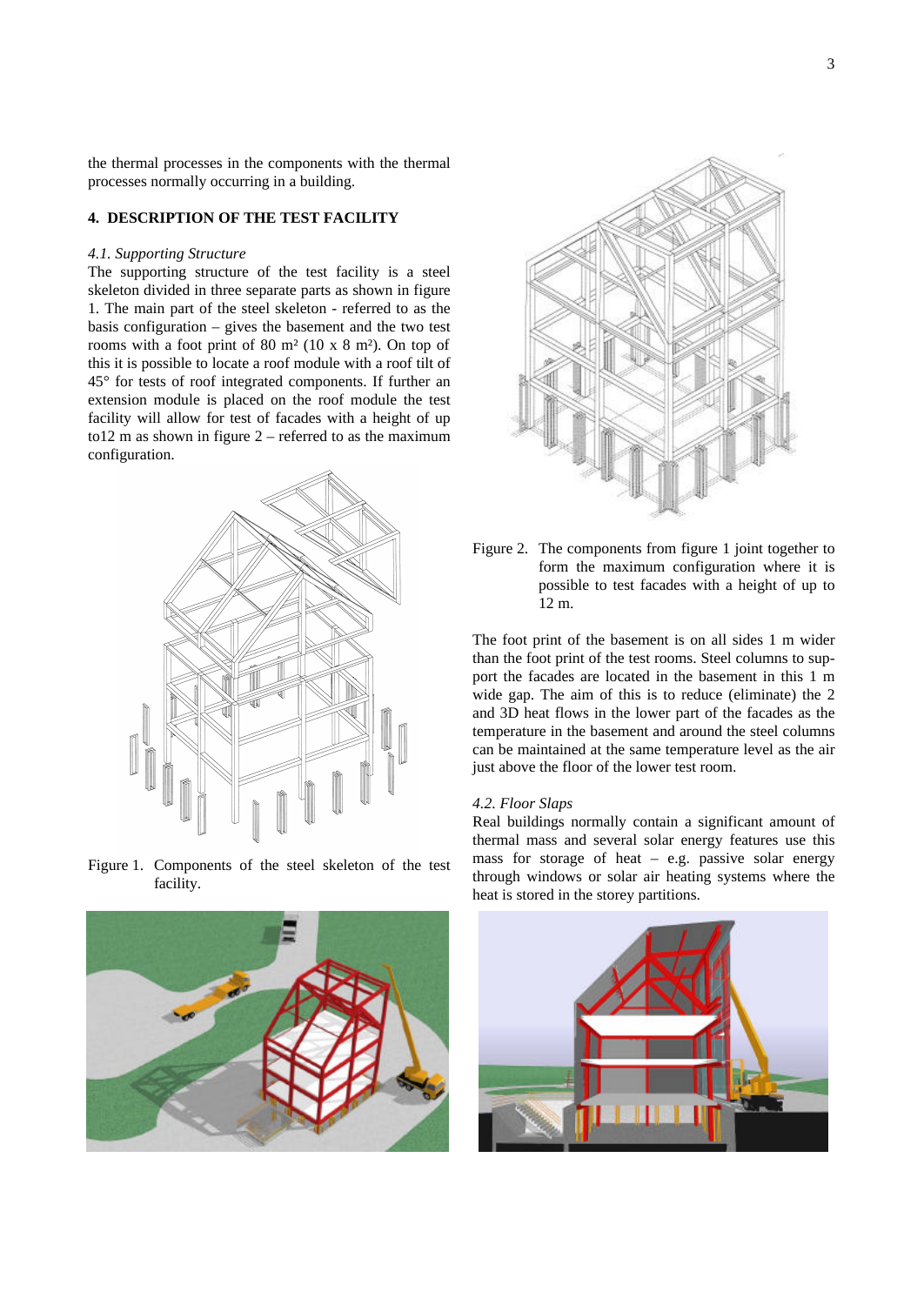the thermal processes in the components with the thermal processes normally occurring in a building.

## 4. DESCRIPTION OF THE TEST FACILITY

### *4.1. Supporting Structure*

The supporting structure of the test facility is a steel skeleton divided in three separate parts as shown in figure 1. The main part of the steel skeleton - referred to as the basis configuration – gives the basement and the two test rooms with a foot print of 80 m² (10 x 8 m²). On top of this it is possible to locate a roof module with a roof tilt of 45° for tests of roof integrated components. If further an extension module is placed on the roof module the test facility will allow for test of facades with a height of up to12 m as shown in figure 2 – referred to as the maximum configuration.

Figure 1. Components of the steel skeleton of the test facility.

Figure 2. The components from figure 1 joint together to form the maximum configuration where it is possible to test facades with a height of up to 12 m.

The foot print of the basement is on all sides 1 m wider than the foot print of the test rooms. Steel columns to support the facades are located in the basement in this 1 m wide gap. The aim of this is to reduce (eliminate) the 2 and 3D heat flows in the lower part of the facades as the temperature in the basement and around the steel columns can be maintained at the same temperature level as the air just above the floor of the lower test room.

### *4.2. Floor Slaps*

Real buildings normally contain a significant amount of thermal mass and several solar energy features use this mass for storage of heat – e.g. passive solar energy through windows or solar air heating systems where the heat is stored in the storey partitions.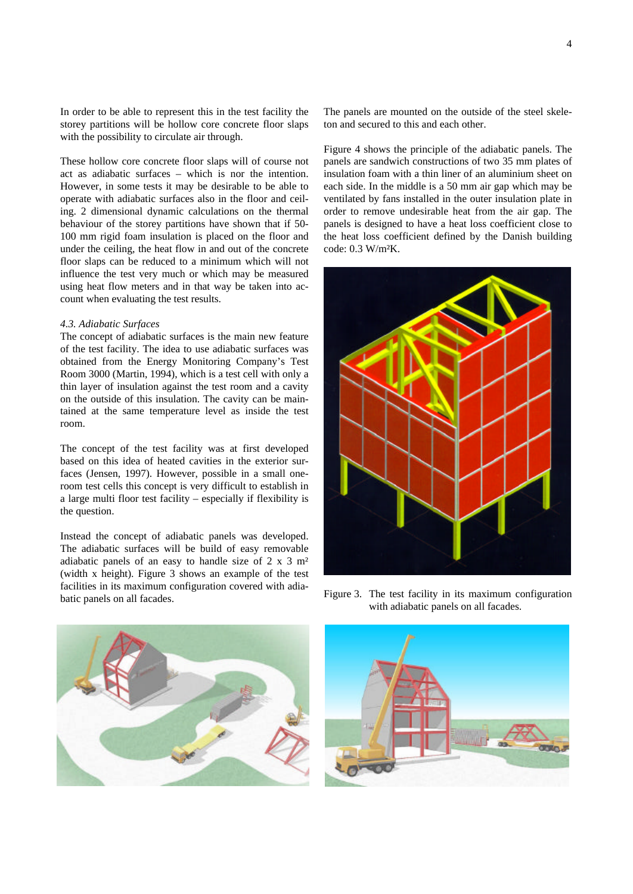In order to be able to represent this in the test facility the storey partitions will be hollow core concrete floor slaps with the possibility to circulate air through.

These hollow core concrete floor slaps will of course not act as adiabatic surfaces – which is nor the intention. However, in some tests it may be desirable to be able to operate with adiabatic surfaces also in the floor and ceiling. 2 dimensional dynamic calculations on the thermal behaviour of the storey partitions have shown that if 50-100 mm rigid foam insulation is placed on the floor and under the ceiling, the heat flow in and out of the concrete floor slaps can be reduced to a minimum which will not influence the test very much or which may be measured using heat flow meters and in that way be taken into account when evaluating the test results.

*4.3. Adiabatic Surfaces*

The concept of adiabatic surfaces is the main new feature of the test facility. The idea to use adiabatic surfaces was obtained from the Energy Monitoring Company's Test Room 3000 (Martin, 1994), which is a test cell with only a thin layer of insulation against the test room and a cavity on the outside of this insulation. The cavity can be maintained at the same temperature level as inside the test room.

The concept of the test facility was at first developed based on this idea of heated cavities in the exterior surfaces (Jensen, 1997). However, possible in a small one-room test cells this concept is very difficult to establish in a large multi floor test facility – especially if flexibility is the question.

Instead the concept of adiabatic panels was developed. The adiabatic surfaces will be build of easy removable adiabatic panels of an easy to handle size of 2 x 3 m² (width x height). Figure 3 shows an example of the test facilities in its maximum configuration covered with adiabatic panels on all facades.

The panels are mounted on the outside of the steel skeleton and secured to this and each other.

Figure 4 shows the principle of the adiabatic panels. The panels are sandwich constructions of two 35 mm plates of insulation foam with a thin liner of an aluminium sheet on each side. In the middle is a 50 mm air gap which may be ventilated by fans installed in the outer insulation plate in order to remove undesirable heat from the air gap. The panels is designed to have a heat loss coefficient close to the heat loss coefficient defined by the Danish building code: 0.3 W/m²K.

Figure 3. The test facility in its maximum configuration with adiabatic panels on all facades.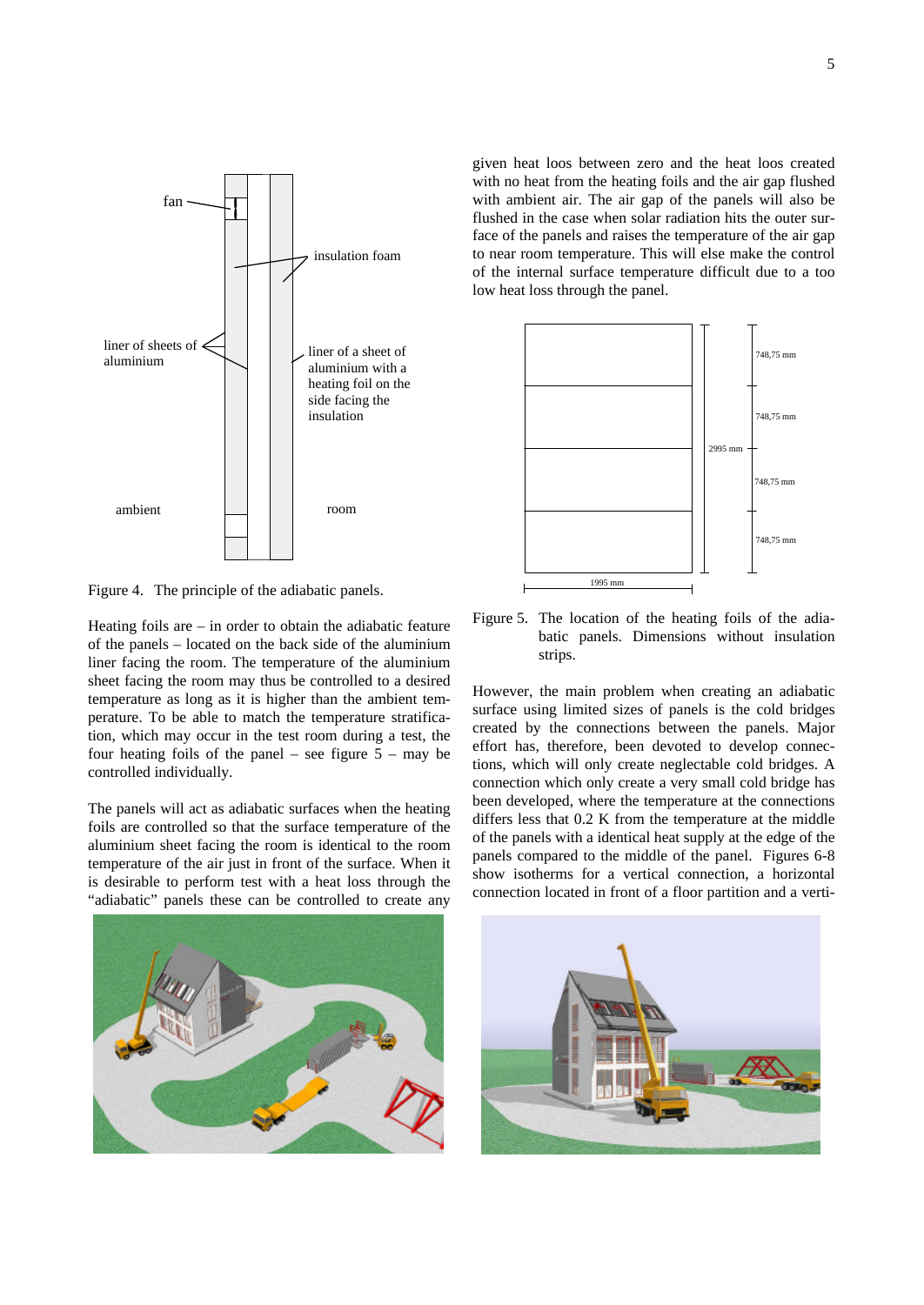Figure 4. The principle of the adiabatic panels.

Heating foils are – in order to obtain the adiabatic feature of the panels – located on the back side of the aluminium liner facing the room. The temperature of the aluminium sheet facing the room may thus be controlled to a desired temperature as long as it is higher than the ambient temperature. To be able to match the temperature stratification, which may occur in the test room during a test, the four heating foils of the panel – see figure 5 – may be controlled individually.

The panels will act as adiabatic surfaces when the heating foils are controlled so that the surface temperature of the aluminium sheet facing the room is identical to the room temperature of the air just in front of the surface. When it is desirable to perform test with a heat loss through the "adiabatic" panels these can be controlled to create any given heat loos between zero and the heat loos created with no heat from the heating foils and the air gap flushed with ambient air. The air gap of the panels will also be flushed in the case when solar radiation hits the outer surface of the panels and raises the temperature of the air gap to near room temperature. This will else make the control of the internal surface temperature difficult due to a too low heat loss through the panel.

Figure 5. The location of the heating foils of the adiabatic panels. Dimensions without insulation strips.

However, the main problem when creating an adiabatic surface using limited sizes of panels is the cold bridges created by the connections between the panels. Major effort has, therefore, been devoted to develop connections, which will only create neglectable cold bridges. A connection which only create a very small cold bridge has been developed, where the temperature at the connections differs less that 0.2 K from the temperature at the middle of the panels with a identical heat supply at the edge of the panels compared to the middle of the panel. Figures 6-8 show isotherms for a vertical connection, a horizontal connection located in front of a floor partition and a verti-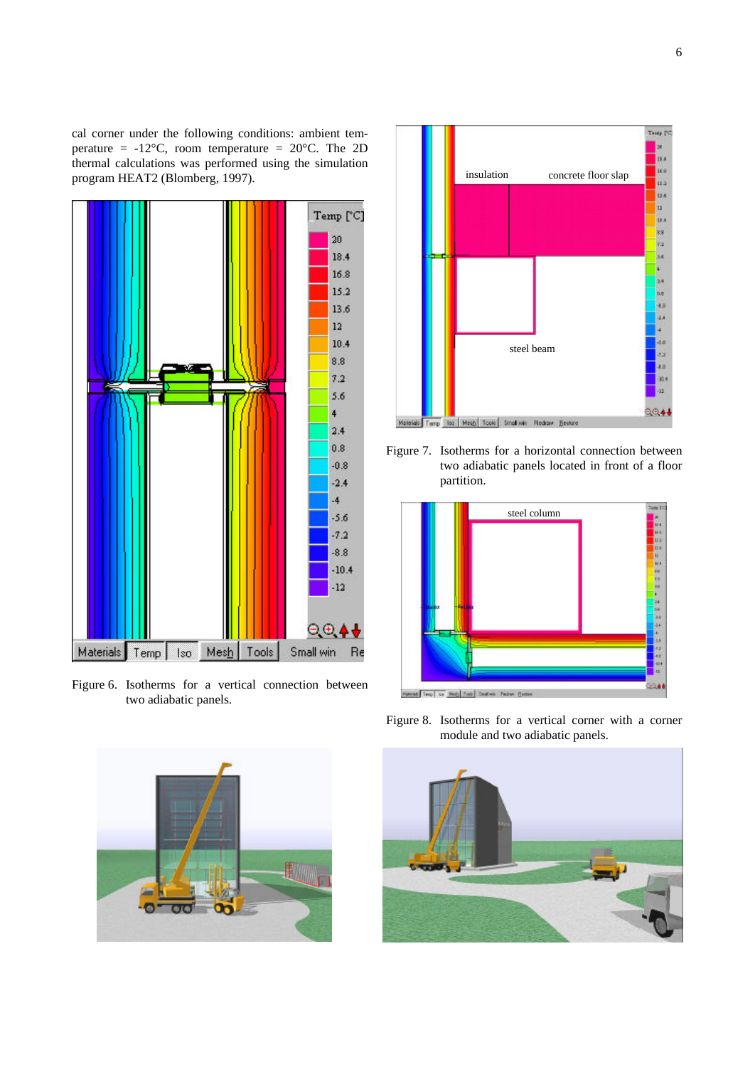cal corner under the following conditions: ambient temperature = -12°C, room temperature = 20°C. The 2D thermal calculations was performed using the simulation program HEAT2 (Blomberg, 1997).

Figure 6. Isotherms for a vertical connection between two adiabatic panels.

Figure 7. Isotherms for a horizontal connection between two adiabatic panels located in front of a floor partition.

Figure 8. Isotherms for a vertical corner with a corner module and two adiabatic panels.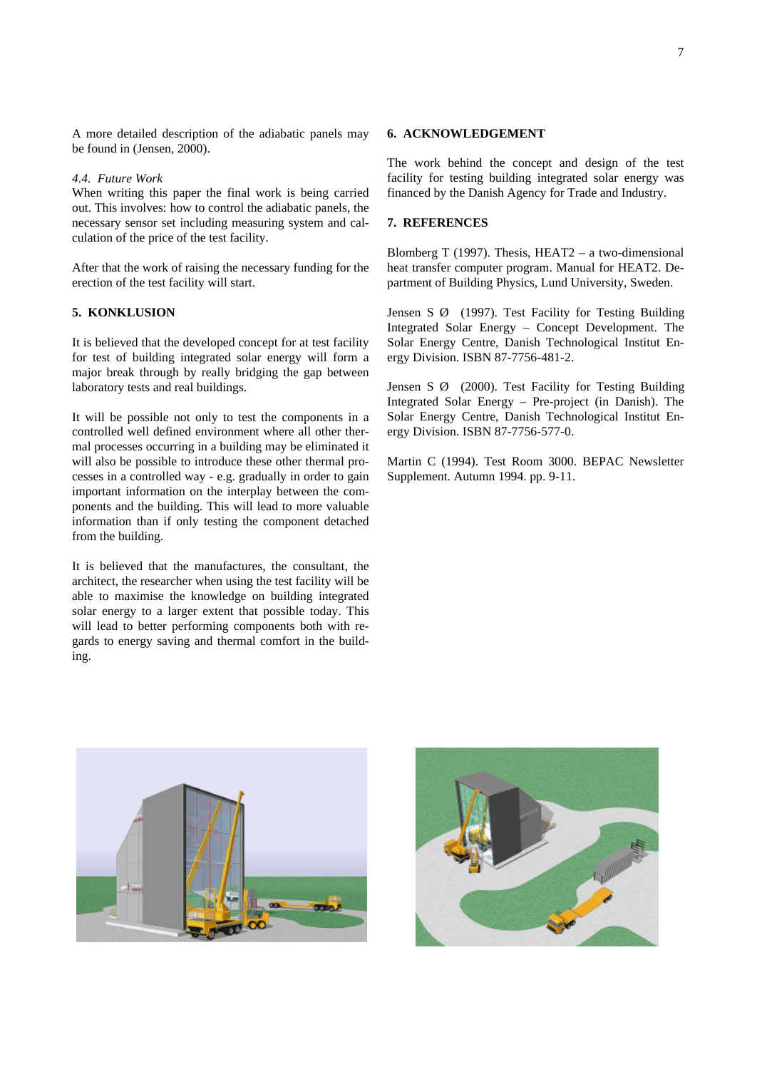A more detailed description of the adiabatic panels may be found in (Jensen, 2000).

### *4.4. Future Work*

When writing this paper the final work is being carried out. This involves: how to control the adiabatic panels, the necessary sensor set including measuring system and calculation of the price of the test facility.

After that the work of raising the necessary funding for the erection of the test facility will start.

## 5. KONKLUSION

It is believed that the developed concept for at test facility for test of building integrated solar energy will form a major break through by really bridging the gap between laboratory tests and real buildings.

It will be possible not only to test the components in a controlled well defined environment where all other thermal processes occurring in a building may be eliminated it will also be possible to introduce these other thermal processes in a controlled way - e.g. gradually in order to gain important information on the interplay between the components and the building. This will lead to more valuable information than if only testing the component detached from the building.

It is believed that the manufactures, the consultant, the architect, the researcher when using the test facility will be able to maximise the knowledge on building integrated solar energy to a larger extent that possible today. This will lead to better performing components both with regards to energy saving and thermal comfort in the building.

## 6. ACKNOWLEDGEMENT

The work behind the concept and design of the test facility for testing building integrated solar energy was financed by the Danish Agency for Trade and Industry.

## 7. REFERENCES

Blomberg T (1997). Thesis, HEAT2 – a two-dimensional heat transfer computer program. Manual for HEAT2. Department of Building Physics, Lund University, Sweden.

Jensen S Ø (1997). Test Facility for Testing Building Integrated Solar Energy – Concept Development. The Solar Energy Centre, Danish Technological Institut Energy Division. ISBN 87-7756-481-2.

Jensen S Ø (2000). Test Facility for Testing Building Integrated Solar Energy – Pre-project (in Danish). The Solar Energy Centre, Danish Technological Institut Energy Division. ISBN 87-7756-577-0.

Martin C (1994). Test Room 3000. BEPAC Newsletter Supplement. Autumn 1994. pp. 9-11.